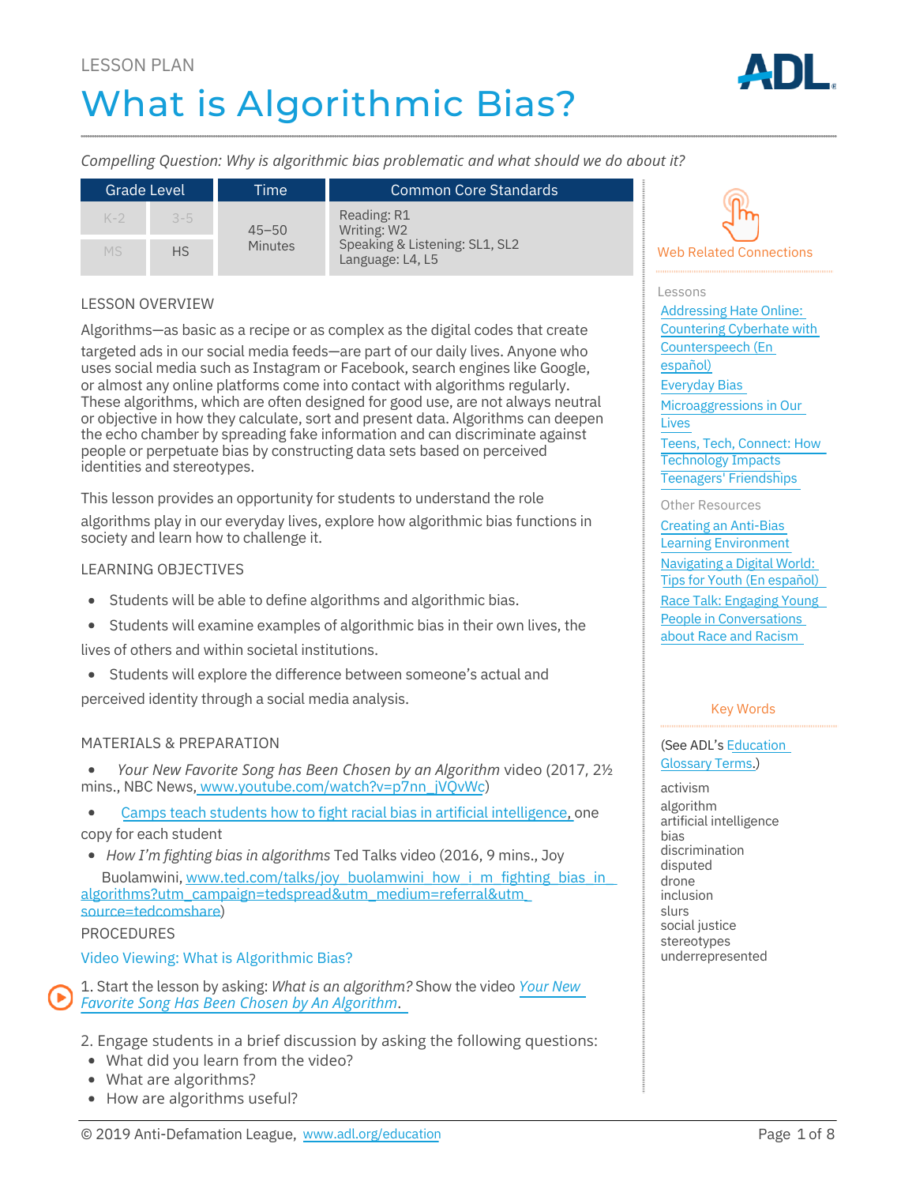LESSON PLAN

# What is Algorithmic Bias?

*Compelling Question: Why is algorithmic bias problematic and what should we do about it?*

| Grade Level | | Time | Common Core Standards |
|---|---|---|---|
| K-2 | 3-5 | 45–50 Minutes | Reading: R1<br>Writing: W2<br>Speaking & Listening: SL1, SL2<br>Language: L4, L5 |
| MS | HS | | |

## LESSON OVERVIEW

Algorithms—as basic as a recipe or as complex as the digital codes that create targeted ads in our social media feeds—are part of our daily lives. Anyone who uses social media such as Instagram or Facebook, search engines like Google, or almost any online platforms come into contact with algorithms regularly. These algorithms, which are often designed for good use, are not always neutral or objective in how they calculate, sort and present data. Algorithms can deepen the echo chamber by spreading fake information and can discriminate against people or perpetuate bias by constructing data sets based on perceived identities and stereotypes.

This lesson provides an opportunity for students to understand the role algorithms play in our everyday lives, explore how algorithmic bias functions in society and learn how to challenge it.

## LEARNING OBJECTIVES

- Students will be able to define algorithms and algorithmic bias.
- Students will examine examples of algorithmic bias in their own lives, the lives of others and within societal institutions.
- Students will explore the difference between someone's actual and perceived identity through a social media analysis.

## MATERIALS & PREPARATION

- *Your New Favorite Song has Been Chosen by an Algorithm* video (2017, 2½ mins., NBC News, www.youtube.com/watch?v=p7nn_jVQvWc)
- Camps teach students how to fight racial bias in artificial intelligence, one copy for each student
- *How I'm fighting bias in algorithms* Ted Talks video (2016, 9 mins., Joy Buolamwini, www.ted.com/talks/joy_buolamwini_how_i_m_fighting_bias_in_algorithms?utm_campaign=tedspread&utm_medium=referral&utm_source=tedcomshare)

## PROCEDURES

### Video Viewing: What is Algorithmic Bias?

1. Start the lesson by asking: *What is an algorithm?* Show the video *Your New Favorite Song Has Been Chosen by An Algorithm*.

2. Engage students in a brief discussion by asking the following questions:
- What did you learn from the video?
- What are algorithms?
- How are algorithms useful?

---

**Web Related Connections**

Lessons
- Addressing Hate Online: Countering Cyberhate with Counterspeech (En español)
- Everyday Bias
- Microaggressions in Our Lives
- Teens, Tech, Connect: How Technology Impacts Teenagers' Friendships

Other Resources
- Creating an Anti-Bias Learning Environment
- Navigating a Digital World: Tips for Youth (En español)
- Race Talk: Engaging Young People in Conversations about Race and Racism

**Key Words**

(See ADL's Education Glossary Terms.)

activism
algorithm
artificial intelligence
bias
discrimination
disputed
drone
inclusion
slurs
social justice
stereotypes
underrepresented

© 2019 Anti-Defamation League, www.adl.org/education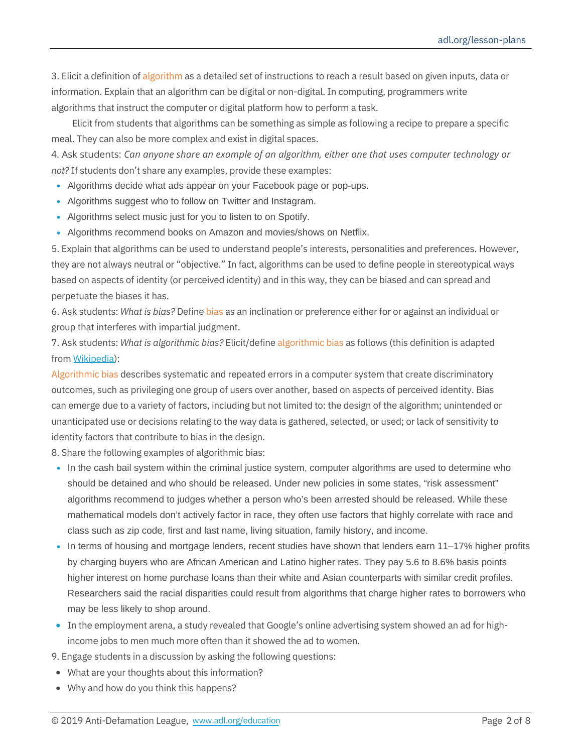3. Elicit a definition of algorithm as a detailed set of instructions to reach a result based on given inputs, data or information. Explain that an algorithm can be digital or non-digital. In computing, programmers write algorithms that instruct the computer or digital platform how to perform a task.

Elicit from students that algorithms can be something as simple as following a recipe to prepare a specific meal. They can also be more complex and exist in digital spaces.

4. Ask students: *Can anyone share an example of an algorithm, either one that uses computer technology or not?* If students don't share any examples, provide these examples:

- Algorithms decide what ads appear on your Facebook page or pop-ups.
- Algorithms suggest who to follow on Twitter and Instagram.
- Algorithms select music just for you to listen to on Spotify.
- Algorithms recommend books on Amazon and movies/shows on Netflix.

5. Explain that algorithms can be used to understand people's interests, personalities and preferences. However, they are not always neutral or "objective." In fact, algorithms can be used to define people in stereotypical ways based on aspects of identity (or perceived identity) and in this way, they can be biased and can spread and perpetuate the biases it has.

6. Ask students: *What is bias?* Define bias as an inclination or preference either for or against an individual or group that interferes with impartial judgment.

7. Ask students: *What is algorithmic bias?* Elicit/define algorithmic bias as follows (this definition is adapted from [Wikipedia](Wikipedia)):

Algorithmic bias describes systematic and repeated errors in a computer system that create discriminatory outcomes, such as privileging one group of users over another, based on aspects of perceived identity. Bias can emerge due to a variety of factors, including but not limited to: the design of the algorithm; unintended or unanticipated use or decisions relating to the way data is gathered, selected, or used; or lack of sensitivity to identity factors that contribute to bias in the design.

8. Share the following examples of algorithmic bias:

- In the cash bail system within the criminal justice system, computer algorithms are used to determine who should be detained and who should be released. Under new policies in some states, "risk assessment" algorithms recommend to judges whether a person who's been arrested should be released. While these mathematical models don't actively factor in race, they often use factors that highly correlate with race and class such as zip code, first and last name, living situation, family history, and income.
- In terms of housing and mortgage lenders, recent studies have shown that lenders earn 11–17% higher profits by charging buyers who are African American and Latino higher rates. They pay 5.6 to 8.6% basis points higher interest on home purchase loans than their white and Asian counterparts with similar credit profiles. Researchers said the racial disparities could result from algorithms that charge higher rates to borrowers who may be less likely to shop around.
- In the employment arena, a study revealed that Google's online advertising system showed an ad for high-income jobs to men much more often than it showed the ad to women.

9. Engage students in a discussion by asking the following questions:

- What are your thoughts about this information?
- Why and how do you think this happens?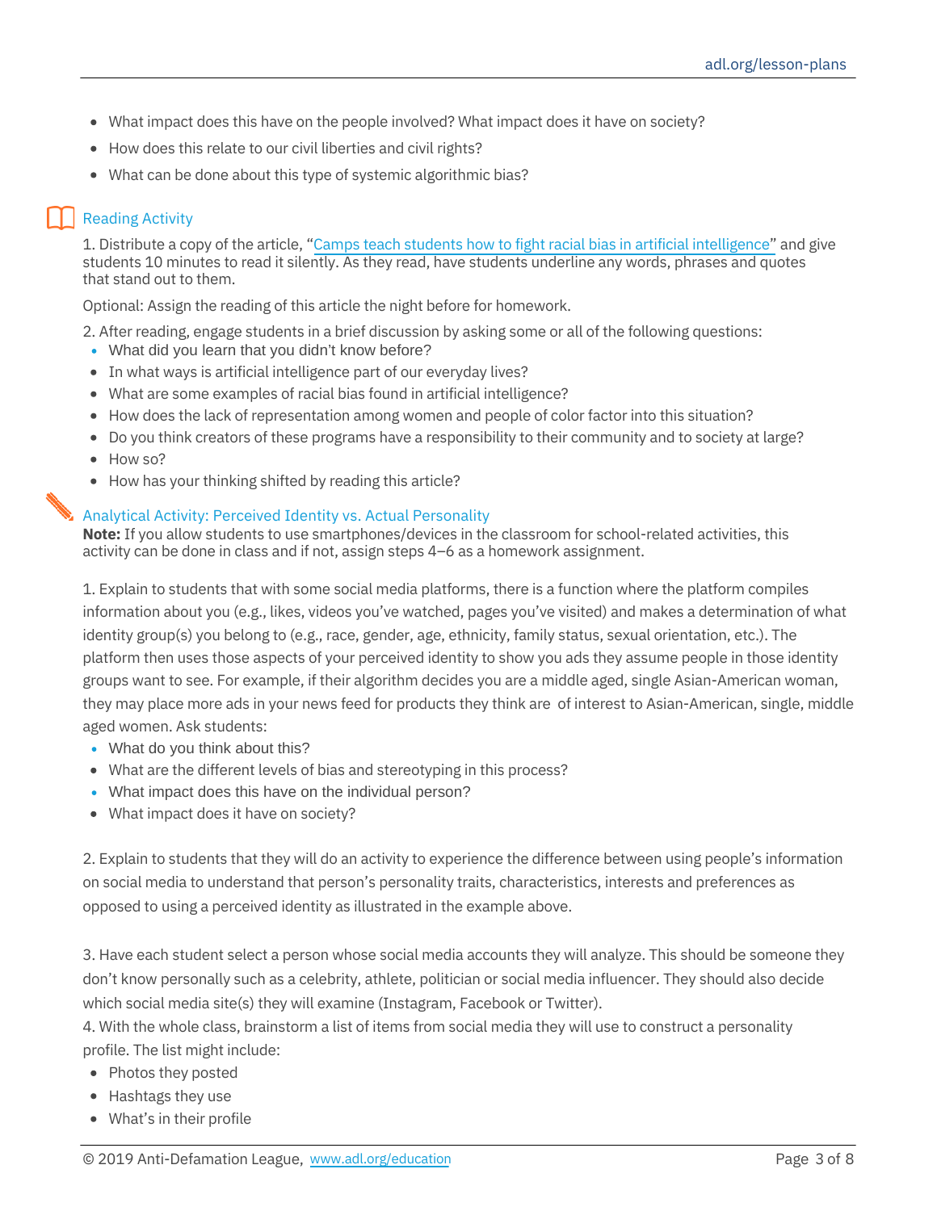- What impact does this have on the people involved? What impact does it have on society?
- How does this relate to our civil liberties and civil rights?
- What can be done about this type of systemic algorithmic bias?

## Reading Activity

1. Distribute a copy of the article, "Camps teach students how to fight racial bias in artificial intelligence" and give students 10 minutes to read it silently. As they read, have students underline any words, phrases and quotes that stand out to them.

Optional: Assign the reading of this article the night before for homework.

2. After reading, engage students in a brief discussion by asking some or all of the following questions:
   - What did you learn that you didn't know before?
   - In what ways is artificial intelligence part of our everyday lives?
   - What are some examples of racial bias found in artificial intelligence?
   - How does the lack of representation among women and people of color factor into this situation?
   - Do you think creators of these programs have a responsibility to their community and to society at large?
   - How so?
   - How has your thinking shifted by reading this article?

## Analytical Activity: Perceived Identity vs. Actual Personality

**Note:** If you allow students to use smartphones/devices in the classroom for school-related activities, this activity can be done in class and if not, assign steps 4–6 as a homework assignment.

1. Explain to students that with some social media platforms, there is a function where the platform compiles information about you (e.g., likes, videos you've watched, pages you've visited) and makes a determination of what identity group(s) you belong to (e.g., race, gender, age, ethnicity, family status, sexual orientation, etc.). The platform then uses those aspects of your perceived identity to show you ads they assume people in those identity groups want to see. For example, if their algorithm decides you are a middle aged, single Asian-American woman, they may place more ads in your news feed for products they think are of interest to Asian-American, single, middle aged women. Ask students:
   - What do you think about this?
   - What are the different levels of bias and stereotyping in this process?
   - What impact does this have on the individual person?
   - What impact does it have on society?

2. Explain to students that they will do an activity to experience the difference between using people's information on social media to understand that person's personality traits, characteristics, interests and preferences as opposed to using a perceived identity as illustrated in the example above.

3. Have each student select a person whose social media accounts they will analyze. This should be someone they don't know personally such as a celebrity, athlete, politician or social media influencer. They should also decide which social media site(s) they will examine (Instagram, Facebook or Twitter).

4. With the whole class, brainstorm a list of items from social media they will use to construct a personality profile. The list might include:
   - Photos they posted
   - Hashtags they use
   - What's in their profile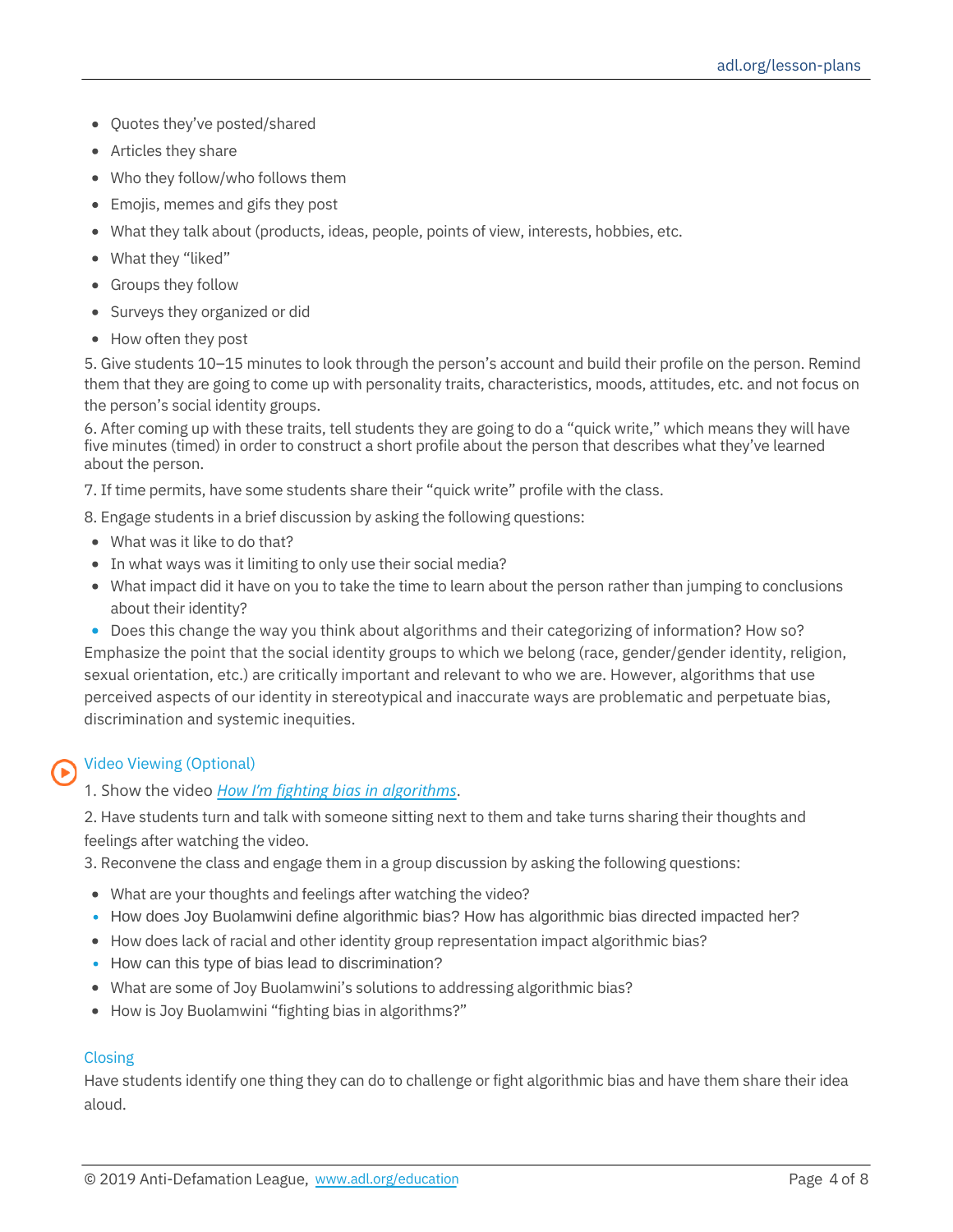- Quotes they've posted/shared
- Articles they share
- Who they follow/who follows them
- Emojis, memes and gifs they post
- What they talk about (products, ideas, people, points of view, interests, hobbies, etc.
- What they "liked"
- Groups they follow
- Surveys they organized or did
- How often they post

5. Give students 10–15 minutes to look through the person's account and build their profile on the person. Remind them that they are going to come up with personality traits, characteristics, moods, attitudes, etc. and not focus on the person's social identity groups.

6. After coming up with these traits, tell students they are going to do a "quick write," which means they will have five minutes (timed) in order to construct a short profile about the person that describes what they've learned about the person.

7. If time permits, have some students share their "quick write" profile with the class.

8. Engage students in a brief discussion by asking the following questions:

- What was it like to do that?
- In what ways was it limiting to only use their social media?
- What impact did it have on you to take the time to learn about the person rather than jumping to conclusions about their identity?
- Does this change the way you think about algorithms and their categorizing of information? How so?

Emphasize the point that the social identity groups to which we belong (race, gender/gender identity, religion, sexual orientation, etc.) are critically important and relevant to who we are. However, algorithms that use perceived aspects of our identity in stereotypical and inaccurate ways are problematic and perpetuate bias, discrimination and systemic inequities.

### Video Viewing (Optional)

1. Show the video *How I'm fighting bias in algorithms*.

2. Have students turn and talk with someone sitting next to them and take turns sharing their thoughts and feelings after watching the video.

3. Reconvene the class and engage them in a group discussion by asking the following questions:

- What are your thoughts and feelings after watching the video?
- How does Joy Buolamwini define algorithmic bias? How has algorithmic bias directed impacted her?
- How does lack of racial and other identity group representation impact algorithmic bias?
- How can this type of bias lead to discrimination?
- What are some of Joy Buolamwini's solutions to addressing algorithmic bias?
- How is Joy Buolamwini "fighting bias in algorithms?"

### Closing

Have students identify one thing they can do to challenge or fight algorithmic bias and have them share their idea aloud.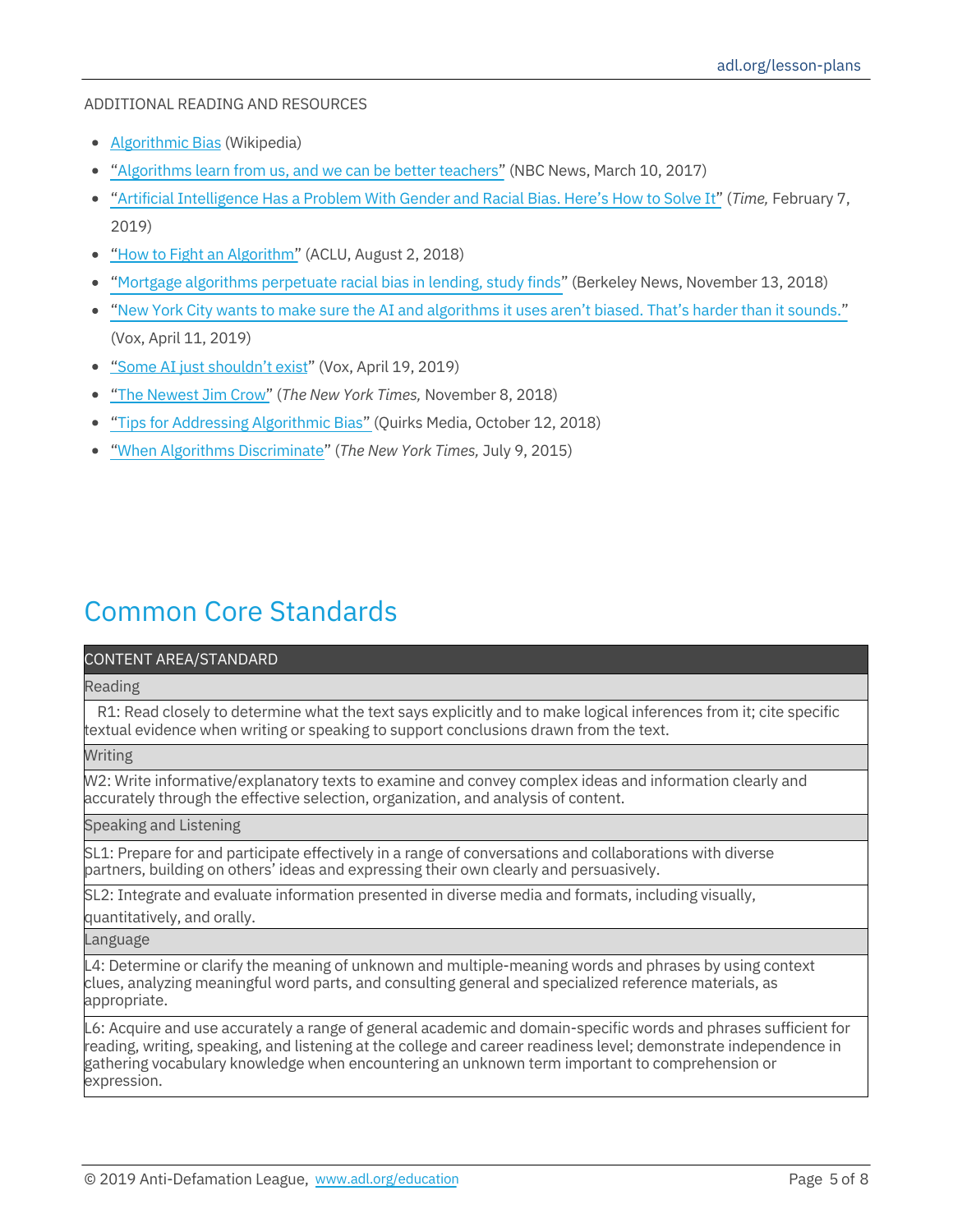ADDITIONAL READING AND RESOURCES

- Algorithmic Bias (Wikipedia)
- "Algorithms learn from us, and we can be better teachers" (NBC News, March 10, 2017)
- "Artificial Intelligence Has a Problem With Gender and Racial Bias. Here's How to Solve It" (*Time,* February 7, 2019)
- "How to Fight an Algorithm" (ACLU, August 2, 2018)
- "Mortgage algorithms perpetuate racial bias in lending, study finds" (Berkeley News, November 13, 2018)
- "New York City wants to make sure the AI and algorithms it uses aren't biased. That's harder than it sounds." (Vox, April 11, 2019)
- "Some AI just shouldn't exist" (Vox, April 19, 2019)
- "The Newest Jim Crow" (*The New York Times,* November 8, 2018)
- "Tips for Addressing Algorithmic Bias" (Quirks Media, October 12, 2018)
- "When Algorithms Discriminate" (*The New York Times,* July 9, 2015)

# Common Core Standards

| CONTENT AREA/STANDARD |
|---|
| **Reading** |
| R1: Read closely to determine what the text says explicitly and to make logical inferences from it; cite specific textual evidence when writing or speaking to support conclusions drawn from the text. |
| **Writing** |
| W2: Write informative/explanatory texts to examine and convey complex ideas and information clearly and accurately through the effective selection, organization, and analysis of content. |
| **Speaking and Listening** |
| SL1: Prepare for and participate effectively in a range of conversations and collaborations with diverse partners, building on others' ideas and expressing their own clearly and persuasively. |
| SL2: Integrate and evaluate information presented in diverse media and formats, including visually, quantitatively, and orally. |
| **Language** |
| L4: Determine or clarify the meaning of unknown and multiple-meaning words and phrases by using context clues, analyzing meaningful word parts, and consulting general and specialized reference materials, as appropriate. |
| L6: Acquire and use accurately a range of general academic and domain-specific words and phrases sufficient for reading, writing, speaking, and listening at the college and career readiness level; demonstrate independence in gathering vocabulary knowledge when encountering an unknown term important to comprehension or expression. |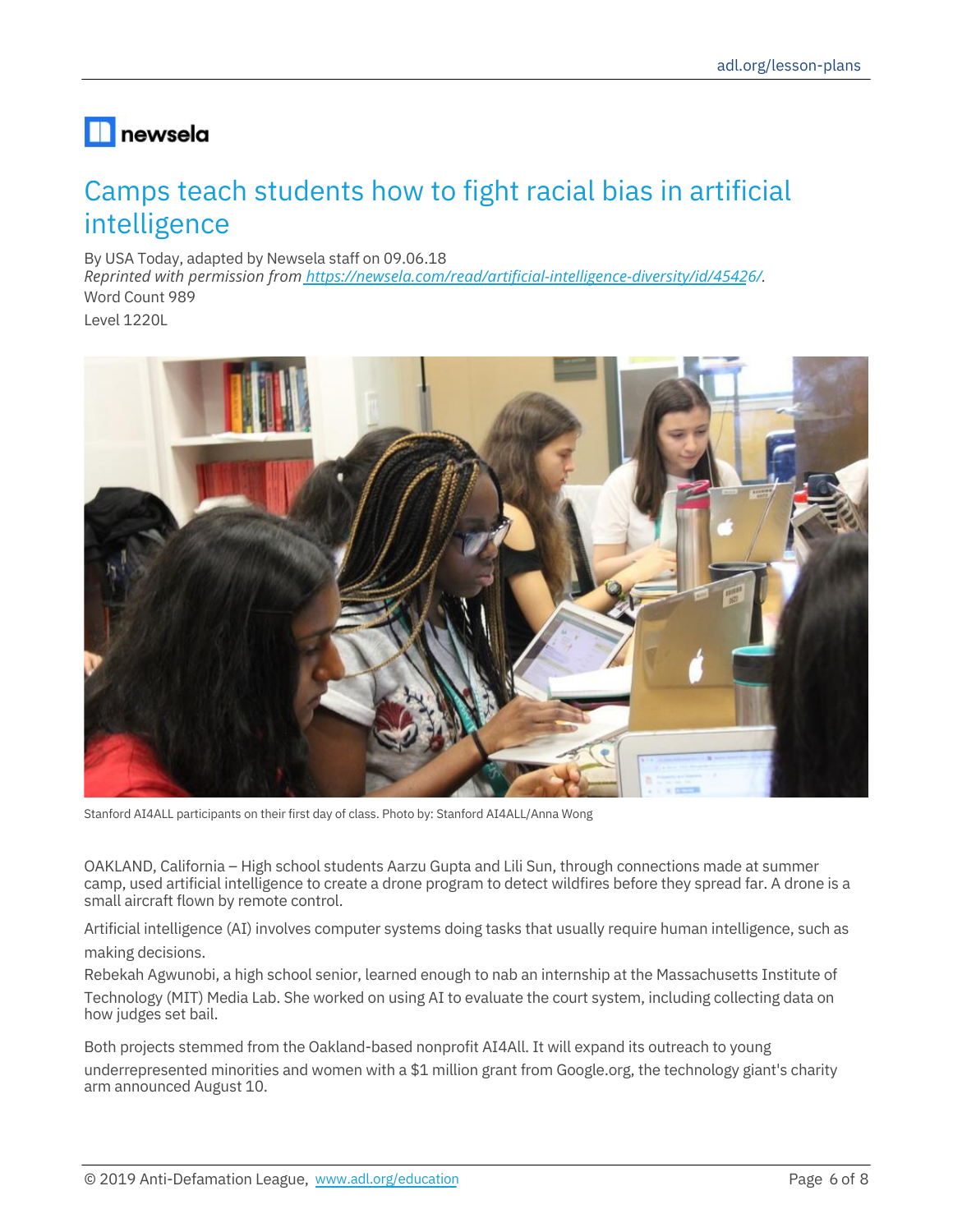newsela

# Camps teach students how to fight racial bias in artificial intelligence

By USA Today, adapted by Newsela staff on 09.06.18

*Reprinted with permission from https://newsela.com/read/artificial-intelligence-diversity/id/45426/.*

Word Count 989

Level 1220L

Stanford AI4ALL participants on their first day of class. Photo by: Stanford AI4ALL/Anna Wong

OAKLAND, California – High school students Aarzu Gupta and Lili Sun, through connections made at summer camp, used artificial intelligence to create a drone program to detect wildfires before they spread far. A drone is a small aircraft flown by remote control.

Artificial intelligence (AI) involves computer systems doing tasks that usually require human intelligence, such as making decisions.

Rebekah Agwunobi, a high school senior, learned enough to nab an internship at the Massachusetts Institute of Technology (MIT) Media Lab. She worked on using AI to evaluate the court system, including collecting data on how judges set bail.

Both projects stemmed from the Oakland-based nonprofit AI4All. It will expand its outreach to young underrepresented minorities and women with a $1 million grant from Google.org, the technology giant's charity arm announced August 10.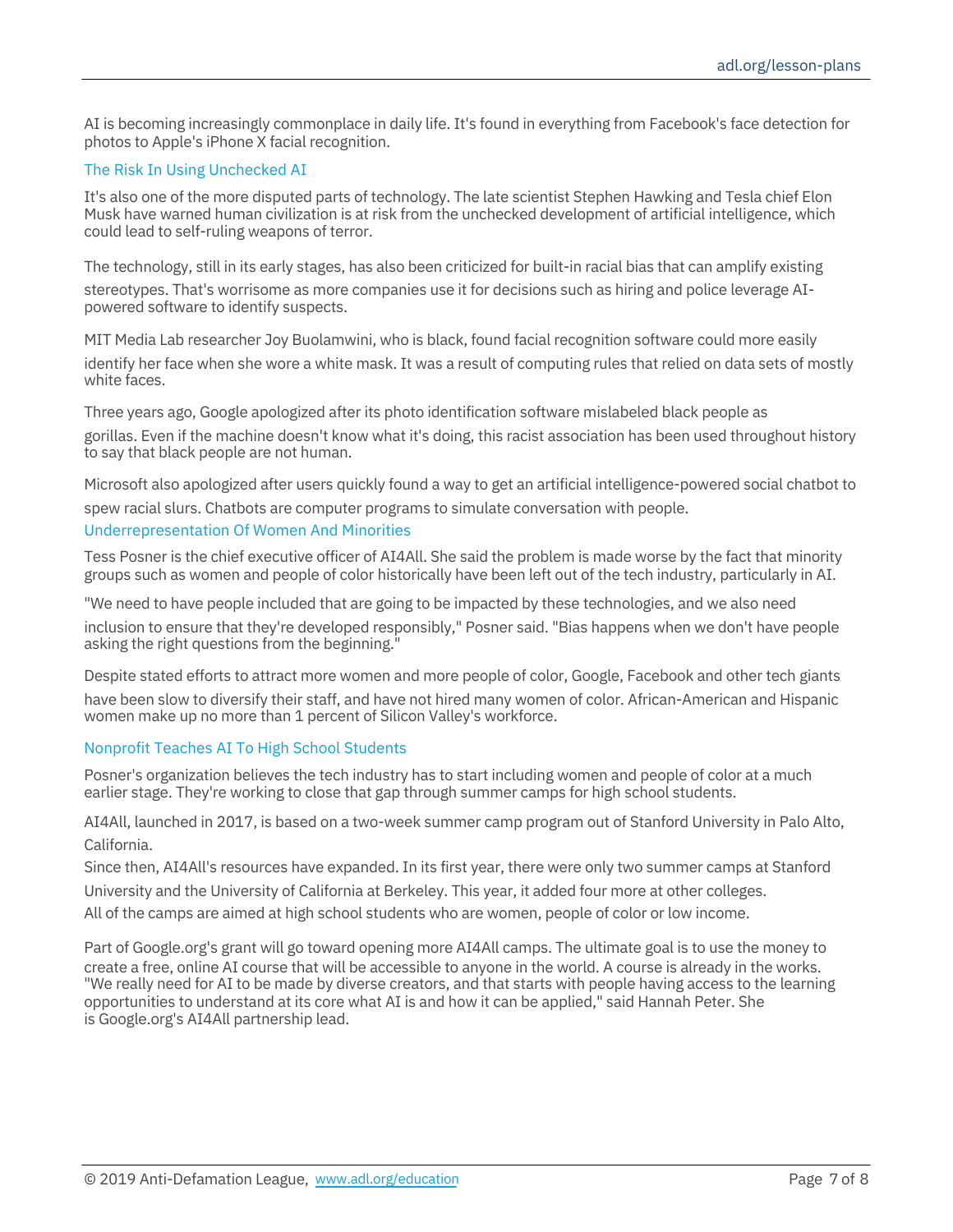AI is becoming increasingly commonplace in daily life. It's found in everything from Facebook's face detection for photos to Apple's iPhone X facial recognition.

### The Risk In Using Unchecked AI

It's also one of the more disputed parts of technology. The late scientist Stephen Hawking and Tesla chief Elon Musk have warned human civilization is at risk from the unchecked development of artificial intelligence, which could lead to self-ruling weapons of terror.

The technology, still in its early stages, has also been criticized for built-in racial bias that can amplify existing stereotypes. That's worrisome as more companies use it for decisions such as hiring and police leverage AI-powered software to identify suspects.

MIT Media Lab researcher Joy Buolamwini, who is black, found facial recognition software could more easily identify her face when she wore a white mask. It was a result of computing rules that relied on data sets of mostly white faces.

Three years ago, Google apologized after its photo identification software mislabeled black people as gorillas. Even if the machine doesn't know what it's doing, this racist association has been used throughout history to say that black people are not human.

Microsoft also apologized after users quickly found a way to get an artificial intelligence-powered social chatbot to spew racial slurs. Chatbots are computer programs to simulate conversation with people.

### Underrepresentation Of Women And Minorities

Tess Posner is the chief executive officer of AI4All. She said the problem is made worse by the fact that minority groups such as women and people of color historically have been left out of the tech industry, particularly in AI.

"We need to have people included that are going to be impacted by these technologies, and we also need inclusion to ensure that they're developed responsibly," Posner said. "Bias happens when we don't have people asking the right questions from the beginning."

Despite stated efforts to attract more women and more people of color, Google, Facebook and other tech giants have been slow to diversify their staff, and have not hired many women of color. African-American and Hispanic women make up no more than 1 percent of Silicon Valley's workforce.

### Nonprofit Teaches AI To High School Students

Posner's organization believes the tech industry has to start including women and people of color at a much earlier stage. They're working to close that gap through summer camps for high school students.

AI4All, launched in 2017, is based on a two-week summer camp program out of Stanford University in Palo Alto, California.

Since then, AI4All's resources have expanded. In its first year, there were only two summer camps at Stanford University and the University of California at Berkeley. This year, it added four more at other colleges. All of the camps are aimed at high school students who are women, people of color or low income.

Part of Google.org's grant will go toward opening more AI4All camps. The ultimate goal is to use the money to create a free, online AI course that will be accessible to anyone in the world. A course is already in the works. "We really need for AI to be made by diverse creators, and that starts with people having access to the learning opportunities to understand at its core what AI is and how it can be applied," said Hannah Peter. She is Google.org's AI4All partnership lead.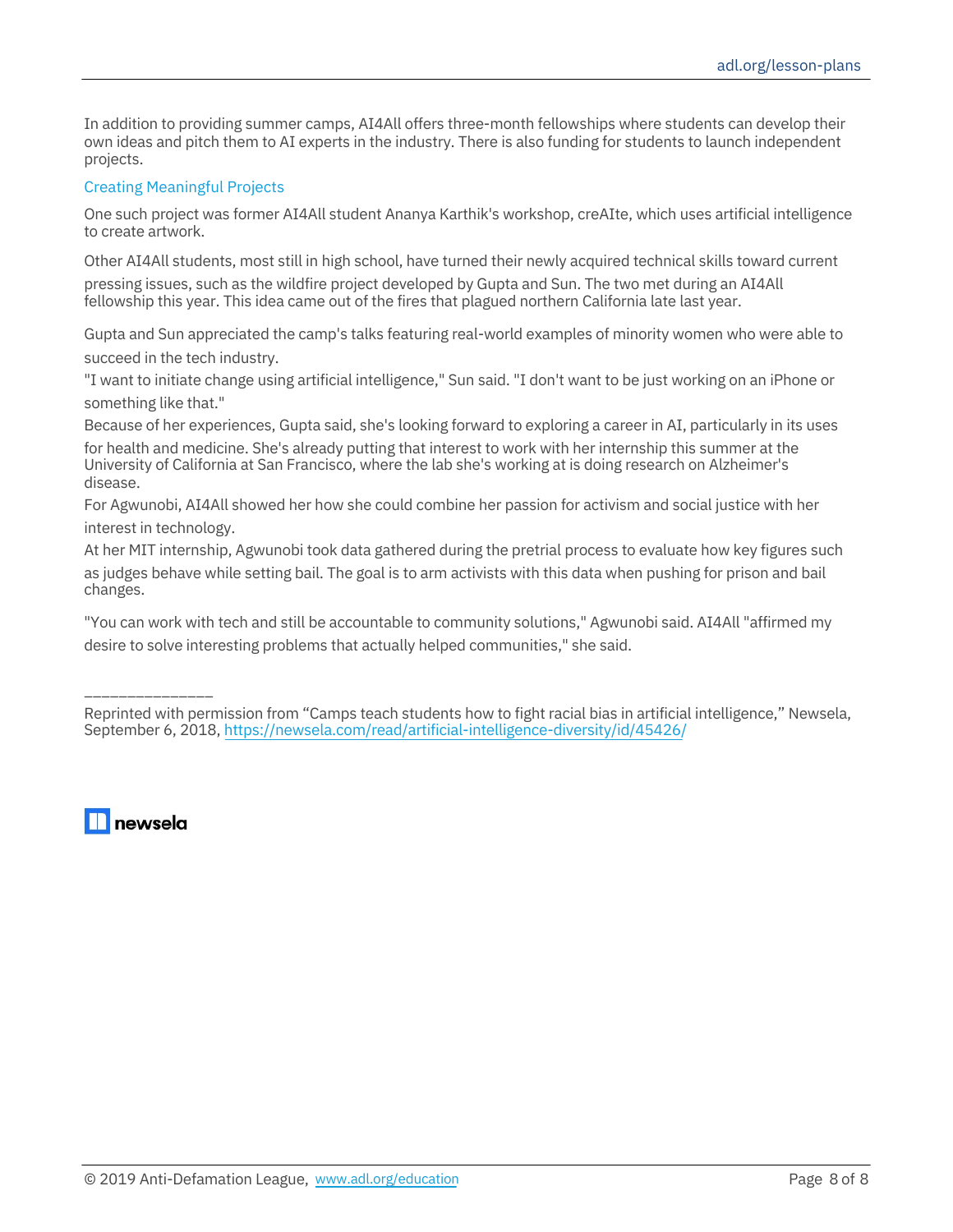In addition to providing summer camps, AI4All offers three-month fellowships where students can develop their own ideas and pitch them to AI experts in the industry. There is also funding for students to launch independent projects.

### Creating Meaningful Projects

One such project was former AI4All student Ananya Karthik's workshop, creAIte, which uses artificial intelligence to create artwork.

Other AI4All students, most still in high school, have turned their newly acquired technical skills toward current pressing issues, such as the wildfire project developed by Gupta and Sun. The two met during an AI4All fellowship this year. This idea came out of the fires that plagued northern California late last year.

Gupta and Sun appreciated the camp's talks featuring real-world examples of minority women who were able to succeed in the tech industry.

"I want to initiate change using artificial intelligence," Sun said. "I don't want to be just working on an iPhone or something like that."

Because of her experiences, Gupta said, she's looking forward to exploring a career in AI, particularly in its uses for health and medicine. She's already putting that interest to work with her internship this summer at the University of California at San Francisco, where the lab she's working at is doing research on Alzheimer's disease.

For Agwunobi, AI4All showed her how she could combine her passion for activism and social justice with her interest in technology.

At her MIT internship, Agwunobi took data gathered during the pretrial process to evaluate how key figures such as judges behave while setting bail. The goal is to arm activists with this data when pushing for prison and bail changes.

"You can work with tech and still be accountable to community solutions," Agwunobi said. AI4All "affirmed my desire to solve interesting problems that actually helped communities," she said.

_______________

Reprinted with permission from "Camps teach students how to fight racial bias in artificial intelligence," Newsela, September 6, 2018, https://newsela.com/read/artificial-intelligence-diversity/id/45426/

newsela